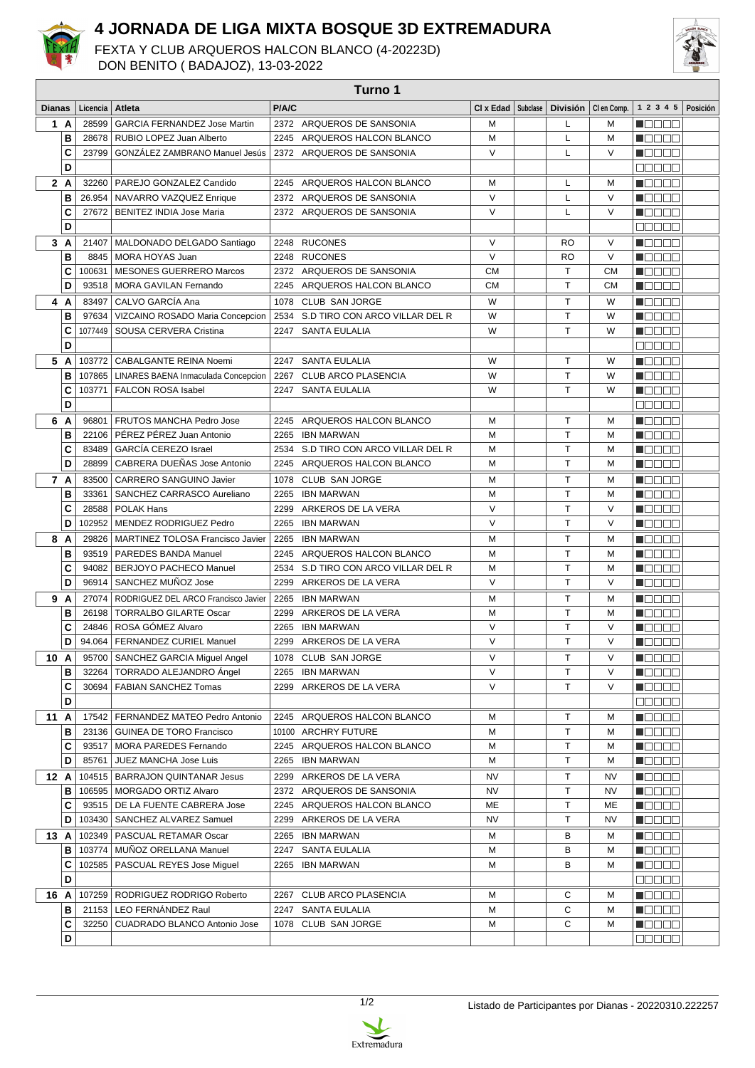# 4 JORNADA DE LIGA MIXTA BOSQUE 3D EXTREMADURA

FEXTA Y CLUB ARQUEROS HALCON BLANCO (4-20223D)
DON BENITO ( BADAJOZ), 13-03-2022

**Turno 1**

| Dianas | | Licencia | Atleta | P/A/C | Cl x Edad | Subclase | División | Cl en Comp. | 1 2 3 4 5 | Posición |
|---|---|---|---|---|---|---|---|---|---|---|
| 1 | A | 28599 | GARCIA FERNANDEZ Jose Martin | 2372 ARQUEROS DE SANSONIA | M | | L | M | ■□□□□ | |
| | B | 28678 | RUBIO LOPEZ Juan Alberto | 2245 ARQUEROS HALCON BLANCO | M | | L | M | ■□□□□ | |
| | C | 23799 | GONZÁLEZ ZAMBRANO Manuel Jesús | 2372 ARQUEROS DE SANSONIA | V | | L | V | ■□□□□ | |
| | D | | | | | | | | □□□□□ | |
| 2 | A | 32260 | PAREJO GONZALEZ Candido | 2245 ARQUEROS HALCON BLANCO | M | | L | M | ■□□□□ | |
| | B | 26.954 | NAVARRO VAZQUEZ Enrique | 2372 ARQUEROS DE SANSONIA | V | | L | V | ■□□□□ | |
| | C | 27672 | BENITEZ INDIA Jose Maria | 2372 ARQUEROS DE SANSONIA | V | | L | V | ■□□□□ | |
| | D | | | | | | | | □□□□□ | |
| 3 | A | 21407 | MALDONADO DELGADO Santiago | 2248 RUCONES | V | | RO | V | ■□□□□ | |
| | B | 8845 | MORA HOYAS Juan | 2248 RUCONES | V | | RO | V | ■□□□□ | |
| | C | 100631 | MESONES GUERRERO Marcos | 2372 ARQUEROS DE SANSONIA | CM | | T | CM | ■□□□□ | |
| | D | 93518 | MORA GAVILAN Fernando | 2245 ARQUEROS HALCON BLANCO | CM | | T | CM | ■□□□□ | |
| 4 | A | 83497 | CALVO GARCÍA Ana | 1078 CLUB SAN JORGE | W | | T | W | ■□□□□ | |
| | B | 97634 | VIZCAINO ROSADO Maria Concepcion | 2534 S.D TIRO CON ARCO VILLAR DEL R | W | | T | W | ■□□□□ | |
| | C | 1077449 | SOUSA CERVERA Cristina | 2247 SANTA EULALIA | W | | T | W | ■□□□□ | |
| | D | | | | | | | | □□□□□ | |
| 5 | A | 103772 | CABALGANTE REINA Noemi | 2247 SANTA EULALIA | W | | T | W | ■□□□□ | |
| | B | 107865 | LINARES BAENA Inmaculada Concepcion | 2267 CLUB ARCO PLASENCIA | W | | T | W | ■□□□□ | |
| | C | 103771 | FALCON ROSA Isabel | 2247 SANTA EULALIA | W | | T | W | ■□□□□ | |
| | D | | | | | | | | □□□□□ | |
| 6 | A | 96801 | FRUTOS MANCHA Pedro Jose | 2245 ARQUEROS HALCON BLANCO | M | | T | M | ■□□□□ | |
| | B | 22106 | PÉREZ PÉREZ Juan Antonio | 2265 IBN MARWAN | M | | T | M | ■□□□□ | |
| | C | 83489 | GARCÍA CEREZO Israel | 2534 S.D TIRO CON ARCO VILLAR DEL R | M | | T | M | ■□□□□ | |
| | D | 28899 | CABRERA DUEÑAS Jose Antonio | 2245 ARQUEROS HALCON BLANCO | M | | T | M | ■□□□□ | |
| 7 | A | 83500 | CARRERO SANGUINO Javier | 1078 CLUB SAN JORGE | M | | T | M | ■□□□□ | |
| | B | 33361 | SANCHEZ CARRASCO Aureliano | 2265 IBN MARWAN | M | | T | M | ■□□□□ | |
| | C | 28588 | POLAK Hans | 2299 ARKEROS DE LA VERA | V | | T | V | ■□□□□ | |
| | D | 102952 | MENDEZ RODRIGUEZ Pedro | 2265 IBN MARWAN | V | | T | V | ■□□□□ | |
| 8 | A | 29826 | MARTINEZ TOLOSA Francisco Javier | 2265 IBN MARWAN | M | | T | M | ■□□□□ | |
| | B | 93519 | PAREDES BANDA Manuel | 2245 ARQUEROS HALCON BLANCO | M | | T | M | ■□□□□ | |
| | C | 94082 | BERJOYO PACHECO Manuel | 2534 S.D TIRO CON ARCO VILLAR DEL R | M | | T | M | ■□□□□ | |
| | D | 96914 | SANCHEZ MUÑOZ Jose | 2299 ARKEROS DE LA VERA | V | | T | V | ■□□□□ | |
| 9 | A | 27074 | RODRIGUEZ DEL ARCO Francisco Javier | 2265 IBN MARWAN | M | | T | M | ■□□□□ | |
| | B | 26198 | TORRALBO GILARTE Oscar | 2299 ARKEROS DE LA VERA | M | | T | M | ■□□□□ | |
| | C | 24846 | ROSA GÓMEZ Alvaro | 2265 IBN MARWAN | V | | T | V | ■□□□□ | |
| | D | 94.064 | FERNANDEZ CURIEL Manuel | 2299 ARKEROS DE LA VERA | V | | T | V | ■□□□□ | |
| 10 | A | 95700 | SANCHEZ GARCIA Miguel Angel | 1078 CLUB SAN JORGE | V | | T | V | ■□□□□ | |
| | B | 32264 | TORRADO ALEJANDRO Ángel | 2265 IBN MARWAN | V | | T | V | ■□□□□ | |
| | C | 30694 | FABIAN SANCHEZ Tomas | 2299 ARKEROS DE LA VERA | V | | T | V | ■□□□□ | |
| | D | | | | | | | | □□□□□ | |
| 11 | A | 17542 | FERNANDEZ MATEO Pedro Antonio | 2245 ARQUEROS HALCON BLANCO | M | | T | M | ■□□□□ | |
| | B | 23136 | GUINEA DE TORO Francisco | 10100 ARCHRY FUTURE | M | | T | M | ■□□□□ | |
| | C | 93517 | MORA PAREDES Fernando | 2245 ARQUEROS HALCON BLANCO | M | | T | M | ■□□□□ | |
| | D | 85761 | JUEZ MANCHA Jose Luis | 2265 IBN MARWAN | M | | T | M | ■□□□□ | |
| 12 | A | 104515 | BARRAJON QUINTANAR Jesus | 2299 ARKEROS DE LA VERA | NV | | T | NV | ■□□□□ | |
| | B | 106595 | MORGADO ORTIZ Alvaro | 2372 ARQUEROS DE SANSONIA | NV | | T | NV | ■□□□□ | |
| | C | 93515 | DE LA FUENTE CABRERA Jose | 2245 ARQUEROS HALCON BLANCO | ME | | T | ME | ■□□□□ | |
| | D | 103430 | SANCHEZ ALVAREZ Samuel | 2299 ARKEROS DE LA VERA | NV | | T | NV | ■□□□□ | |
| 13 | A | 102349 | PASCUAL RETAMAR Oscar | 2265 IBN MARWAN | M | | B | M | ■□□□□ | |
| | B | 103774 | MUÑOZ ORELLANA Manuel | 2247 SANTA EULALIA | M | | B | M | ■□□□□ | |
| | C | 102585 | PASCUAL REYES Jose Miguel | 2265 IBN MARWAN | M | | B | M | ■□□□□ | |
| | D | | | | | | | | □□□□□ | |
| 16 | A | 107259 | RODRIGUEZ RODRIGO Roberto | 2267 CLUB ARCO PLASENCIA | M | | C | M | ■□□□□ | |
| | B | 21153 | LEO FERNÁNDEZ Raul | 2247 SANTA EULALIA | M | | C | M | ■□□□□ | |
| | C | 32250 | CUADRADO BLANCO Antonio Jose | 1078 CLUB SAN JORGE | M | | C | M | ■□□□□ | |
| | D | | | | | | | | □□□□□ | |

Listado de Participantes por Dianas - 20220310.222257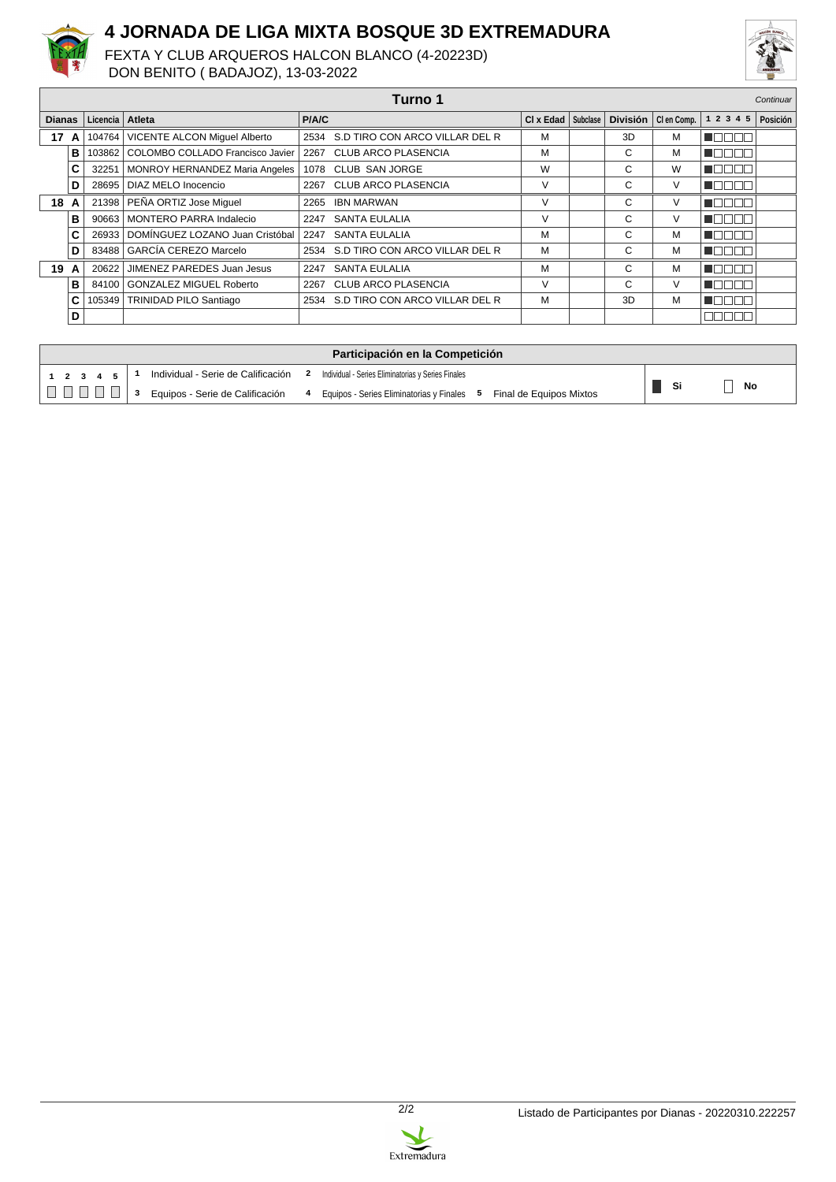# 4 JORNADA DE LIGA MIXTA BOSQUE 3D EXTREMADURA

FEXTA Y CLUB ARQUEROS HALCON BLANCO (4-20223D)
DON BENITO ( BADAJOZ), 13-03-2022

**Turno 1** *Continuar*

| Dianas | | Licencia | Atleta | P/A/C | Cl x Edad | Subclase | División | Cl en Comp. | 1 2 3 4 5 | Posición |
|---|---|---|---|---|---|---|---|---|---|---|
| 17 | A | 104764 | VICENTE ALCON Miguel Alberto | 2534 S.D TIRO CON ARCO VILLAR DEL R | M | | 3D | M | ■□□□□ | |
| | B | 103862 | COLOMBO COLLADO Francisco Javier | 2267 CLUB ARCO PLASENCIA | M | | C | M | ■□□□□ | |
| | C | 32251 | MONROY HERNANDEZ Maria Angeles | 1078 CLUB SAN JORGE | W | | C | W | ■□□□□ | |
| | D | 28695 | DIAZ MELO Inocencio | 2267 CLUB ARCO PLASENCIA | V | | C | V | ■□□□□ | |
| 18 | A | 21398 | PEÑA ORTIZ Jose Miguel | 2265 IBN MARWAN | V | | C | V | ■□□□□ | |
| | B | 90663 | MONTERO PARRA Indalecio | 2247 SANTA EULALIA | V | | C | V | ■□□□□ | |
| | C | 26933 | DOMÍNGUEZ LOZANO Juan Cristóbal | 2247 SANTA EULALIA | M | | C | M | ■□□□□ | |
| | D | 83488 | GARCÍA CEREZO Marcelo | 2534 S.D TIRO CON ARCO VILLAR DEL R | M | | C | M | ■□□□□ | |
| 19 | A | 20622 | JIMENEZ PAREDES Juan Jesus | 2247 SANTA EULALIA | M | | C | M | ■□□□□ | |
| | B | 84100 | GONZALEZ MIGUEL Roberto | 2267 CLUB ARCO PLASENCIA | V | | C | V | ■□□□□ | |
| | C | 105349 | TRINIDAD PILO Santiago | 2534 S.D TIRO CON ARCO VILLAR DEL R | M | | 3D | M | ■□□□□ | |
| | D | | | | | | | | □□□□□ | |

**Participación en la Competición**

| 1 2 3 4 5 | | | |
|---|---|---|---|
| □□□□□ | 1 Individual - Serie de Calificación / 3 Equipos - Serie de Calificación | 2 Individual - Series Eliminatorias y Series Finales / 4 Equipos - Series Eliminatorias y Finales / 5 Final de Equipos Mixtos | ■ Si □ No |

Listado de Participantes por Dianas - 20220310.222257